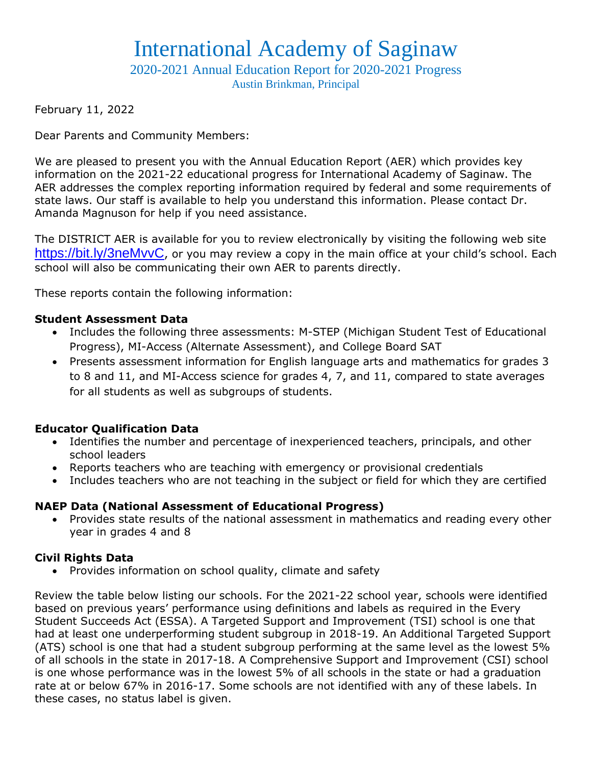# International Academy of Saginaw

## 2020-2021 Annual Education Report for 2020-2021 Progress

### Austin Brinkman, Principal

February 11, 2022

Dear Parents and Community Members:

We are pleased to present you with the Annual Education Report (AER) which provides key information on the 2021-22 educational progress for International Academy of Saginaw. The AER addresses the complex reporting information required by federal and some requirements of state laws. Our staff is available to help you understand this information. Please contact Dr. Amanda Magnuson for help if you need assistance.

The DISTRICT AER is available for you to review electronically by visiting the following web site https://bit.ly/3neMvvC, or you may review a copy in the main office at your child's school. Each school will also be communicating their own AER to parents directly.

These reports contain the following information:

**Student Assessment Data**

- Includes the following three assessments: M-STEP (Michigan Student Test of Educational Progress), MI-Access (Alternate Assessment), and College Board SAT
- Presents assessment information for English language arts and mathematics for grades 3 to 8 and 11, and MI-Access science for grades 4, 7, and 11, compared to state averages for all students as well as subgroups of students.

**Educator Qualification Data**

- Identifies the number and percentage of inexperienced teachers, principals, and other school leaders
- Reports teachers who are teaching with emergency or provisional credentials
- Includes teachers who are not teaching in the subject or field for which they are certified

**NAEP Data (National Assessment of Educational Progress)**

- Provides state results of the national assessment in mathematics and reading every other year in grades 4 and 8

**Civil Rights Data**

- Provides information on school quality, climate and safety

Review the table below listing our schools. For the 2021-22 school year, schools were identified based on previous years' performance using definitions and labels as required in the Every Student Succeeds Act (ESSA). A Targeted Support and Improvement (TSI) school is one that had at least one underperforming student subgroup in 2018-19. An Additional Targeted Support (ATS) school is one that had a student subgroup performing at the same level as the lowest 5% of all schools in the state in 2017-18. A Comprehensive Support and Improvement (CSI) school is one whose performance was in the lowest 5% of all schools in the state or had a graduation rate at or below 67% in 2016-17. Some schools are not identified with any of these labels. In these cases, no status label is given.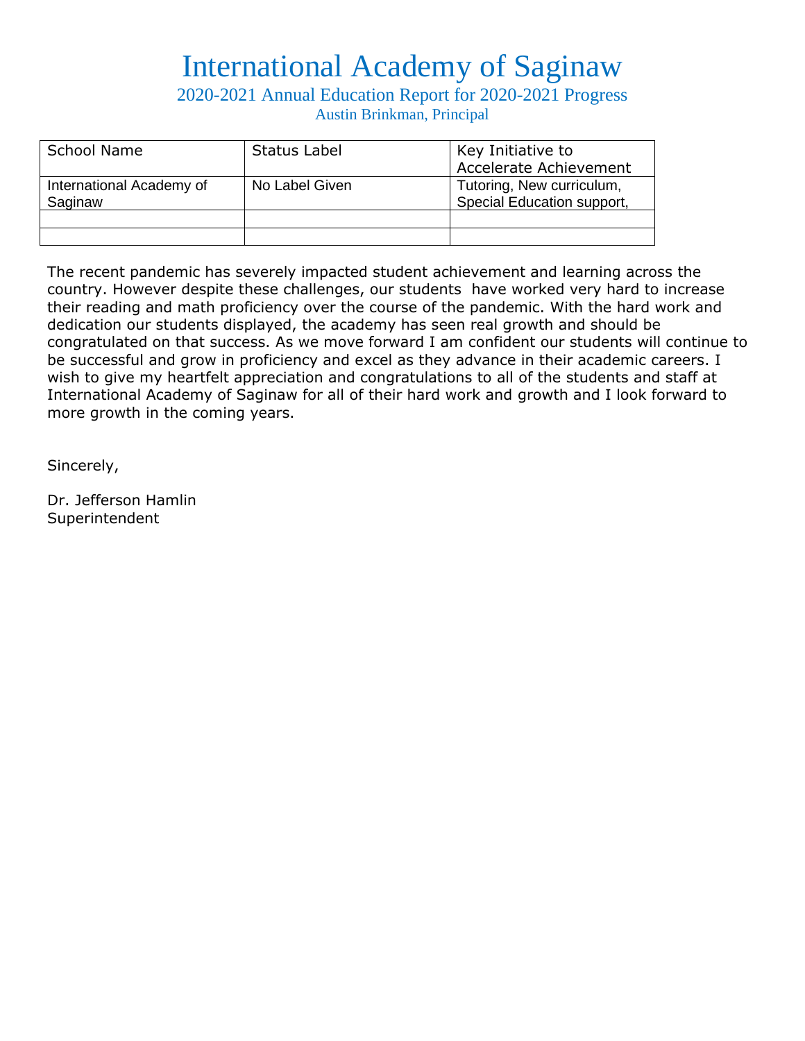# International Academy of Saginaw

## 2020-2021 Annual Education Report for 2020-2021 Progress

### Austin Brinkman, Principal

| School Name | Status Label | Key Initiative to Accelerate Achievement |
|---|---|---|
| International Academy of Saginaw | No Label Given | Tutoring, New curriculum, Special Education support, |
| | | |
| | | |

The recent pandemic has severely impacted student achievement and learning across the country. However despite these challenges, our students have worked very hard to increase their reading and math proficiency over the course of the pandemic. With the hard work and dedication our students displayed, the academy has seen real growth and should be congratulated on that success. As we move forward I am confident our students will continue to be successful and grow in proficiency and excel as they advance in their academic careers. I wish to give my heartfelt appreciation and congratulations to all of the students and staff at International Academy of Saginaw for all of their hard work and growth and I look forward to more growth in the coming years.

Sincerely,

Dr. Jefferson Hamlin
Superintendent